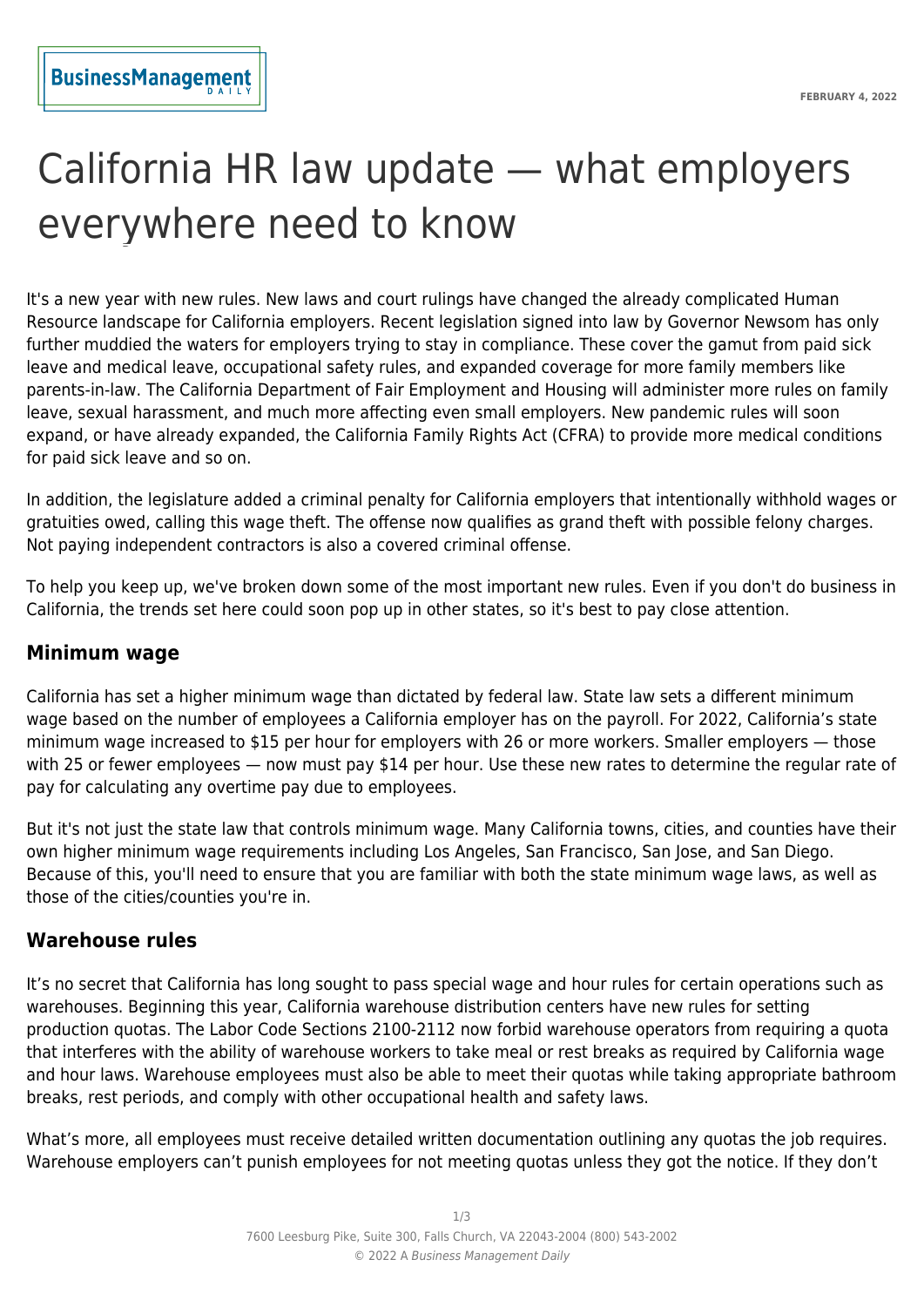# California HR law update — what employers everywhere need to know

It's a new year with new rules. New laws and court rulings have changed the already complicated Human Resource landscape for California employers. Recent legislation signed into law by Governor Newsom has only further muddied the waters for employers trying to stay in compliance. These cover the gamut from paid sick leave and medical leave, occupational safety rules, and expanded coverage for more family members like parents-in-law. The California Department of Fair Employment and Housing will administer more rules on family leave, sexual harassment, and much more affecting even small employers. New pandemic rules will soon expand, or have already expanded, the California Family Rights Act (CFRA) to provide more medical conditions for paid sick leave and so on.

In addition, the legislature added a criminal penalty for California employers that intentionally withhold wages or gratuities owed, calling this wage theft. The offense now qualifies as grand theft with possible felony charges. Not paying independent contractors is also a covered criminal offense.

To help you keep up, we've broken down some of the most important new rules. Even if you don't do business in California, the trends set here could soon pop up in other states, so it's best to pay close attention.

## Minimum wage

California has set a higher minimum wage than dictated by federal law. State law sets a different minimum wage based on the number of employees a California employer has on the payroll. For 2022, California's state minimum wage increased to $15 per hour for employers with 26 or more workers. Smaller employers — those with 25 or fewer employees — now must pay $14 per hour. Use these new rates to determine the regular rate of pay for calculating any overtime pay due to employees.

But it's not just the state law that controls minimum wage. Many California towns, cities, and counties have their own higher minimum wage requirements including Los Angeles, San Francisco, San Jose, and San Diego. Because of this, you'll need to ensure that you are familiar with both the state minimum wage laws, as well as those of the cities/counties you're in.

## Warehouse rules

It's no secret that California has long sought to pass special wage and hour rules for certain operations such as warehouses. Beginning this year, California warehouse distribution centers have new rules for setting production quotas. The Labor Code Sections 2100-2112 now forbid warehouse operators from requiring a quota that interferes with the ability of warehouse workers to take meal or rest breaks as required by California wage and hour laws. Warehouse employees must also be able to meet their quotas while taking appropriate bathroom breaks, rest periods, and comply with other occupational health and safety laws.

What's more, all employees must receive detailed written documentation outlining any quotas the job requires. Warehouse employers can't punish employees for not meeting quotas unless they got the notice. If they don't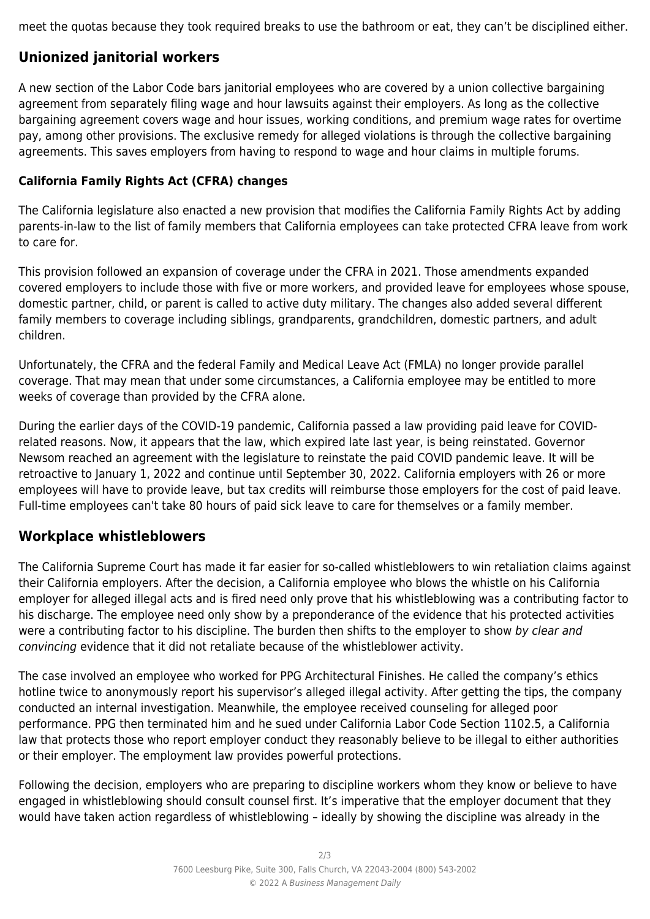meet the quotas because they took required breaks to use the bathroom or eat, they can't be disciplined either.

## Unionized janitorial workers

A new section of the Labor Code bars janitorial employees who are covered by a union collective bargaining agreement from separately filing wage and hour lawsuits against their employers. As long as the collective bargaining agreement covers wage and hour issues, working conditions, and premium wage rates for overtime pay, among other provisions. The exclusive remedy for alleged violations is through the collective bargaining agreements. This saves employers from having to respond to wage and hour claims in multiple forums.

### California Family Rights Act (CFRA) changes

The California legislature also enacted a new provision that modifies the California Family Rights Act by adding parents-in-law to the list of family members that California employees can take protected CFRA leave from work to care for.

This provision followed an expansion of coverage under the CFRA in 2021. Those amendments expanded covered employers to include those with five or more workers, and provided leave for employees whose spouse, domestic partner, child, or parent is called to active duty military. The changes also added several different family members to coverage including siblings, grandparents, grandchildren, domestic partners, and adult children.

Unfortunately, the CFRA and the federal Family and Medical Leave Act (FMLA) no longer provide parallel coverage. That may mean that under some circumstances, a California employee may be entitled to more weeks of coverage than provided by the CFRA alone.

During the earlier days of the COVID-19 pandemic, California passed a law providing paid leave for COVID-related reasons. Now, it appears that the law, which expired late last year, is being reinstated. Governor Newsom reached an agreement with the legislature to reinstate the paid COVID pandemic leave. It will be retroactive to January 1, 2022 and continue until September 30, 2022. California employers with 26 or more employees will have to provide leave, but tax credits will reimburse those employers for the cost of paid leave. Full-time employees can't take 80 hours of paid sick leave to care for themselves or a family member.

## Workplace whistleblowers

The California Supreme Court has made it far easier for so-called whistleblowers to win retaliation claims against their California employers. After the decision, a California employee who blows the whistle on his California employer for alleged illegal acts and is fired need only prove that his whistleblowing was a contributing factor to his discharge. The employee need only show by a preponderance of the evidence that his protected activities were a contributing factor to his discipline. The burden then shifts to the employer to show *by clear and convincing* evidence that it did not retaliate because of the whistleblower activity.

The case involved an employee who worked for PPG Architectural Finishes. He called the company's ethics hotline twice to anonymously report his supervisor's alleged illegal activity. After getting the tips, the company conducted an internal investigation. Meanwhile, the employee received counseling for alleged poor performance. PPG then terminated him and he sued under California Labor Code Section 1102.5, a California law that protects those who report employer conduct they reasonably believe to be illegal to either authorities or their employer. The employment law provides powerful protections.

Following the decision, employers who are preparing to discipline workers whom they know or believe to have engaged in whistleblowing should consult counsel first. It's imperative that the employer document that they would have taken action regardless of whistleblowing – ideally by showing the discipline was already in the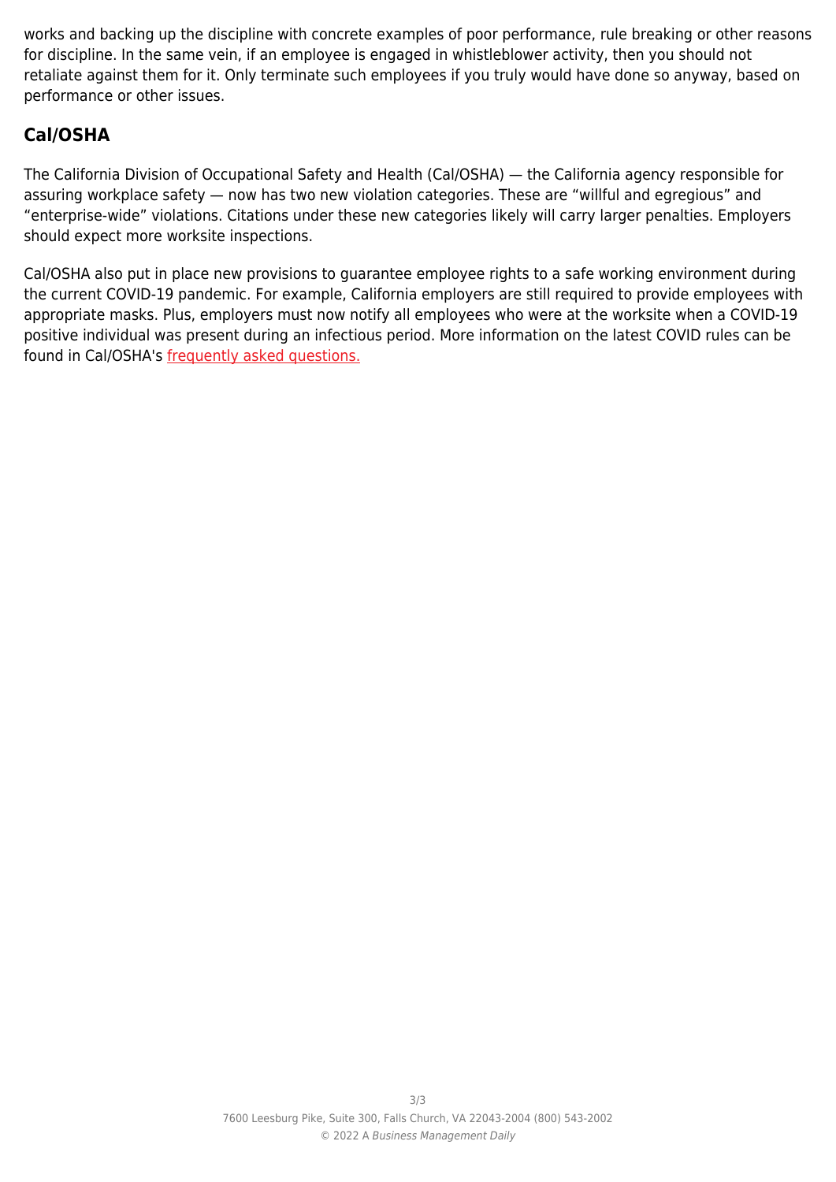works and backing up the discipline with concrete examples of poor performance, rule breaking or other reasons for discipline. In the same vein, if an employee is engaged in whistleblower activity, then you should not retaliate against them for it. Only terminate such employees if you truly would have done so anyway, based on performance or other issues.

## Cal/OSHA

The California Division of Occupational Safety and Health (Cal/OSHA) — the California agency responsible for assuring workplace safety — now has two new violation categories. These are “willful and egregious” and “enterprise-wide” violations. Citations under these new categories likely will carry larger penalties. Employers should expect more worksite inspections.

Cal/OSHA also put in place new provisions to guarantee employee rights to a safe working environment during the current COVID-19 pandemic. For example, California employers are still required to provide employees with appropriate masks. Plus, employers must now notify all employees who were at the worksite when a COVID-19 positive individual was present during an infectious period. More information on the latest COVID rules can be found in Cal/OSHA's frequently asked questions.